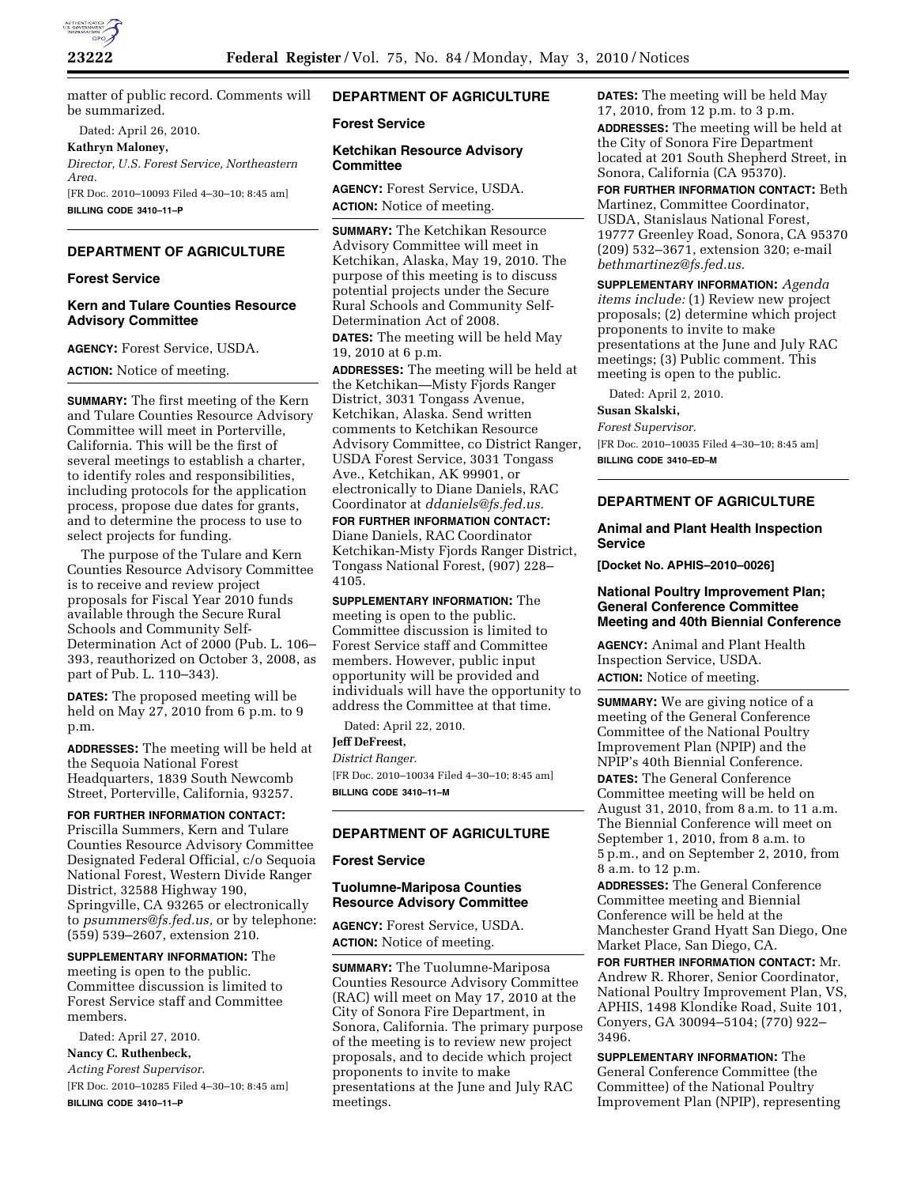matter of public record. Comments will be summarized.

Dated: April 26, 2010.

**Kathryn Maloney,**

*Director, U.S. Forest Service, Northeastern Area.*

[FR Doc. 2010–10093 Filed 4–30–10; 8:45 am]

**BILLING CODE 3410–11–P**

## DEPARTMENT OF AGRICULTURE

### Forest Service

### Kern and Tulare Counties Resource Advisory Committee

**AGENCY:** Forest Service, USDA.

**ACTION:** Notice of meeting.

**SUMMARY:** The first meeting of the Kern and Tulare Counties Resource Advisory Committee will meet in Porterville, California. This will be the first of several meetings to establish a charter, to identify roles and responsibilities, including protocols for the application process, propose due dates for grants, and to determine the process to use to select projects for funding.

The purpose of the Tulare and Kern Counties Resource Advisory Committee is to receive and review project proposals for Fiscal Year 2010 funds available through the Secure Rural Schools and Community Self-Determination Act of 2000 (Pub. L. 106–393, reauthorized on October 3, 2008, as part of Pub. L. 110–343).

**DATES:** The proposed meeting will be held on May 27, 2010 from 6 p.m. to 9 p.m.

**ADDRESSES:** The meeting will be held at the Sequoia National Forest Headquarters, 1839 South Newcomb Street, Porterville, California, 93257.

**FOR FURTHER INFORMATION CONTACT:** Priscilla Summers, Kern and Tulare Counties Resource Advisory Committee Designated Federal Official, c/o Sequoia National Forest, Western Divide Ranger District, 32588 Highway 190, Springville, CA 93265 or electronically to *psummers@fs.fed.us,* or by telephone: (559) 539–2607, extension 210.

**SUPPLEMENTARY INFORMATION:** The meeting is open to the public. Committee discussion is limited to Forest Service staff and Committee members.

Dated: April 27, 2010.

**Nancy C. Ruthenbeck,**

*Acting Forest Supervisor.*

[FR Doc. 2010–10285 Filed 4–30–10; 8:45 am]

**BILLING CODE 3410–11–P**

## DEPARTMENT OF AGRICULTURE

### Forest Service

### Ketchikan Resource Advisory Committee

**AGENCY:** Forest Service, USDA.

**ACTION:** Notice of meeting.

**SUMMARY:** The Ketchikan Resource Advisory Committee will meet in Ketchikan, Alaska, May 19, 2010. The purpose of this meeting is to discuss potential projects under the Secure Rural Schools and Community Self-Determination Act of 2008.

**DATES:** The meeting will be held May 19, 2010 at 6 p.m.

**ADDRESSES:** The meeting will be held at the Ketchikan—Misty Fjords Ranger District, 3031 Tongass Avenue, Ketchikan, Alaska. Send written comments to Ketchikan Resource Advisory Committee, co District Ranger, USDA Forest Service, 3031 Tongass Ave., Ketchikan, AK 99901, or electronically to Diane Daniels, RAC Coordinator at *ddaniels@fs.fed.us.*

**FOR FURTHER INFORMATION CONTACT:** Diane Daniels, RAC Coordinator Ketchikan-Misty Fjords Ranger District, Tongass National Forest, (907) 228–4105.

**SUPPLEMENTARY INFORMATION:** The meeting is open to the public. Committee discussion is limited to Forest Service staff and Committee members. However, public input opportunity will be provided and individuals will have the opportunity to address the Committee at that time.

Dated: April 22, 2010.

**Jeff DeFreest,**

*District Ranger.*

[FR Doc. 2010–10034 Filed 4–30–10; 8:45 am]

**BILLING CODE 3410–11–M**

## DEPARTMENT OF AGRICULTURE

### Forest Service

### Tuolumne-Mariposa Counties Resource Advisory Committee

**AGENCY:** Forest Service, USDA.

**ACTION:** Notice of meeting.

**SUMMARY:** The Tuolumne-Mariposa Counties Resource Advisory Committee (RAC) will meet on May 17, 2010 at the City of Sonora Fire Department, in Sonora, California. The primary purpose of the meeting is to review new project proposals, and to decide which project proponents to invite to make presentations at the June and July RAC meetings.

**DATES:** The meeting will be held May 17, 2010, from 12 p.m. to 3 p.m.

**ADDRESSES:** The meeting will be held at the City of Sonora Fire Department located at 201 South Shepherd Street, in Sonora, California (CA 95370).

**FOR FURTHER INFORMATION CONTACT:** Beth Martinez, Committee Coordinator, USDA, Stanislaus National Forest, 19777 Greenley Road, Sonora, CA 95370 (209) 532–3671, extension 320; e-mail *bethmartinez@fs.fed.us.*

**SUPPLEMENTARY INFORMATION:** *Agenda items include:* (1) Review new project proposals; (2) determine which project proponents to invite to make presentations at the June and July RAC meetings; (3) Public comment. This meeting is open to the public.

Dated: April 2, 2010.

**Susan Skalski,**

*Forest Supervisor.*

[FR Doc. 2010–10035 Filed 4–30–10; 8:45 am]

**BILLING CODE 3410–ED–M**

## DEPARTMENT OF AGRICULTURE

### Animal and Plant Health Inspection Service

**[Docket No. APHIS–2010–0026]**

### National Poultry Improvement Plan; General Conference Committee Meeting and 40th Biennial Conference

**AGENCY:** Animal and Plant Health Inspection Service, USDA.

**ACTION:** Notice of meeting.

**SUMMARY:** We are giving notice of a meeting of the General Conference Committee of the National Poultry Improvement Plan (NPIP) and the NPIP's 40th Biennial Conference.

**DATES:** The General Conference Committee meeting will be held on August 31, 2010, from 8 a.m. to 11 a.m. The Biennial Conference will meet on September 1, 2010, from 8 a.m. to 5 p.m., and on September 2, 2010, from 8 a.m. to 12 p.m.

**ADDRESSES:** The General Conference Committee meeting and Biennial Conference will be held at the Manchester Grand Hyatt San Diego, One Market Place, San Diego, CA.

**FOR FURTHER INFORMATION CONTACT:** Mr. Andrew R. Rhorer, Senior Coordinator, National Poultry Improvement Plan, VS, APHIS, 1498 Klondike Road, Suite 101, Conyers, GA 30094–5104; (770) 922–3496.

**SUPPLEMENTARY INFORMATION:** The General Conference Committee (the Committee) of the National Poultry Improvement Plan (NPIP), representing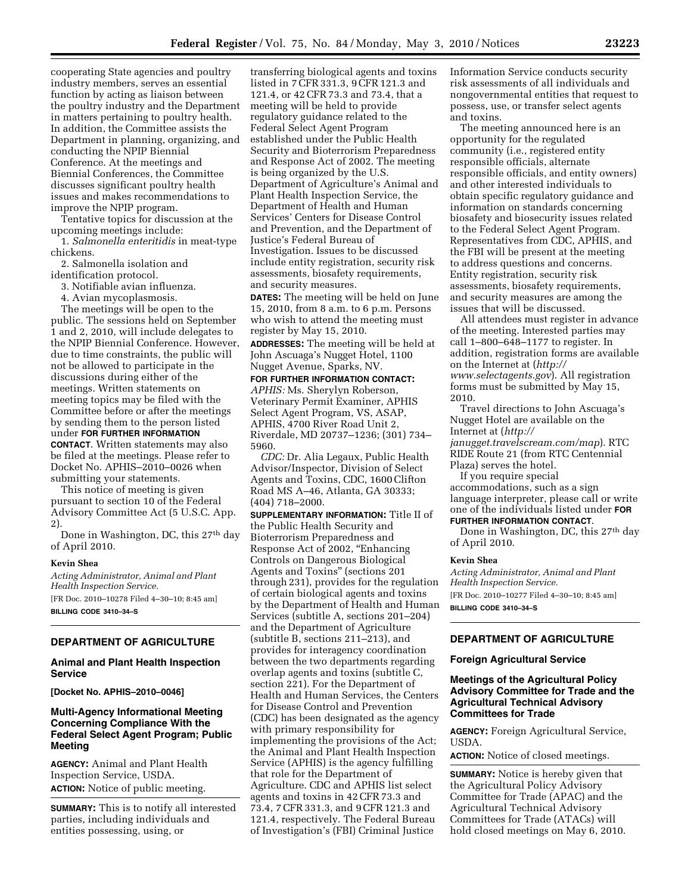cooperating State agencies and poultry industry members, serves an essential function by acting as liaison between the poultry industry and the Department in matters pertaining to poultry health. In addition, the Committee assists the Department in planning, organizing, and conducting the NPIP Biennial Conference. At the meetings and Biennial Conferences, the Committee discusses significant poultry health issues and makes recommendations to improve the NPIP program.

Tentative topics for discussion at the upcoming meetings include:

1. *Salmonella enteritidis* in meat-type chickens.
2. Salmonella isolation and identification protocol.
3. Notifiable avian influenza.
4. Avian mycoplasmosis.

The meetings will be open to the public. The sessions held on September 1 and 2, 2010, will include delegates to the NPIP Biennial Conference. However, due to time constraints, the public will not be allowed to participate in the discussions during either of the meetings. Written statements on meeting topics may be filed with the Committee before or after the meetings by sending them to the person listed under **FOR FURTHER INFORMATION CONTACT**. Written statements may also be filed at the meetings. Please refer to Docket No. APHIS–2010–0026 when submitting your statements.

This notice of meeting is given pursuant to section 10 of the Federal Advisory Committee Act (5 U.S.C. App. 2).

Done in Washington, DC, this 27th day of April 2010.

**Kevin Shea**

*Acting Administrator, Animal and Plant Health Inspection Service.*

[FR Doc. 2010–10278 Filed 4–30–10; 8:45 am]

**BILLING CODE 3410–34–S**

## DEPARTMENT OF AGRICULTURE

### Animal and Plant Health Inspection Service

**[Docket No. APHIS–2010–0046]**

### Multi-Agency Informational Meeting Concerning Compliance With the Federal Select Agent Program; Public Meeting

**AGENCY:** Animal and Plant Health Inspection Service, USDA.

**ACTION:** Notice of public meeting.

**SUMMARY:** This is to notify all interested parties, including individuals and entities possessing, using, or transferring biological agents and toxins listed in 7 CFR 331.3, 9 CFR 121.3 and 121.4, or 42 CFR 73.3 and 73.4, that a meeting will be held to provide regulatory guidance related to the Federal Select Agent Program established under the Public Health Security and Bioterrorism Preparedness and Response Act of 2002. The meeting is being organized by the U.S. Department of Agriculture's Animal and Plant Health Inspection Service, the Department of Health and Human Services' Centers for Disease Control and Prevention, and the Department of Justice's Federal Bureau of Investigation. Issues to be discussed include entity registration, security risk assessments, biosafety requirements, and security measures.

**DATES:** The meeting will be held on June 15, 2010, from 8 a.m. to 6 p.m. Persons who wish to attend the meeting must register by May 15, 2010.

**ADDRESSES:** The meeting will be held at John Ascuaga's Nugget Hotel, 1100 Nugget Avenue, Sparks, NV.

**FOR FURTHER INFORMATION CONTACT:**

*APHIS:* Ms. Sherylyn Roberson, Veterinary Permit Examiner, APHIS Select Agent Program, VS, ASAP, APHIS, 4700 River Road Unit 2, Riverdale, MD 20737–1236; (301) 734–5960.

*CDC:* Dr. Alia Legaux, Public Health Advisor/Inspector, Division of Select Agents and Toxins, CDC, 1600 Clifton Road MS A–46, Atlanta, GA 30333; (404) 718–2000.

**SUPPLEMENTARY INFORMATION:** Title II of the Public Health Security and Bioterrorism Preparedness and Response Act of 2002, "Enhancing Controls on Dangerous Biological Agents and Toxins" (sections 201 through 231), provides for the regulation of certain biological agents and toxins by the Department of Health and Human Services (subtitle A, sections 201–204) and the Department of Agriculture (subtitle B, sections 211–213), and provides for interagency coordination between the two departments regarding overlap agents and toxins (subtitle C, section 221). For the Department of Health and Human Services, the Centers for Disease Control and Prevention (CDC) has been designated as the agency with primary responsibility for implementing the provisions of the Act; the Animal and Plant Health Inspection Service (APHIS) is the agency fulfilling that role for the Department of Agriculture. CDC and APHIS list select agents and toxins in 42 CFR 73.3 and 73.4, 7 CFR 331.3, and 9 CFR 121.3 and 121.4, respectively. The Federal Bureau of Investigation's (FBI) Criminal Justice Information Service conducts security risk assessments of all individuals and nongovernmental entities that request to possess, use, or transfer select agents and toxins.

The meeting announced here is an opportunity for the regulated community (i.e., registered entity responsible officials, alternate responsible officials, and entity owners) and other interested individuals to obtain specific regulatory guidance and information on standards concerning biosafety and biosecurity issues related to the Federal Select Agent Program. Representatives from CDC, APHIS, and the FBI will be present at the meeting to address questions and concerns. Entity registration, security risk assessments, biosafety requirements, and security measures are among the issues that will be discussed.

All attendees must register in advance of the meeting. Interested parties may call 1–800–648–1177 to register. In addition, registration forms are available on the Internet at (*http://www.selectagents.gov*). All registration forms must be submitted by May 15, 2010.

Travel directions to John Ascuaga's Nugget Hotel are available on the Internet at (*http://janugget.travelscream.com/map*). RTC RIDE Route 21 (from RTC Centennial Plaza) serves the hotel.

If you require special accommodations, such as a sign language interpreter, please call or write one of the individuals listed under **FOR FURTHER INFORMATION CONTACT**.

Done in Washington, DC, this 27th day of April 2010.

**Kevin Shea**

*Acting Administrator, Animal and Plant Health Inspection Service.*

[FR Doc. 2010–10277 Filed 4–30–10; 8:45 am]

**BILLING CODE 3410–34–S**

## DEPARTMENT OF AGRICULTURE

### Foreign Agricultural Service

### Meetings of the Agricultural Policy Advisory Committee for Trade and the Agricultural Technical Advisory Committees for Trade

**AGENCY:** Foreign Agricultural Service, USDA.

**ACTION:** Notice of closed meetings.

**SUMMARY:** Notice is hereby given that the Agricultural Policy Advisory Committee for Trade (APAC) and the Agricultural Technical Advisory Committees for Trade (ATACs) will hold closed meetings on May 6, 2010.